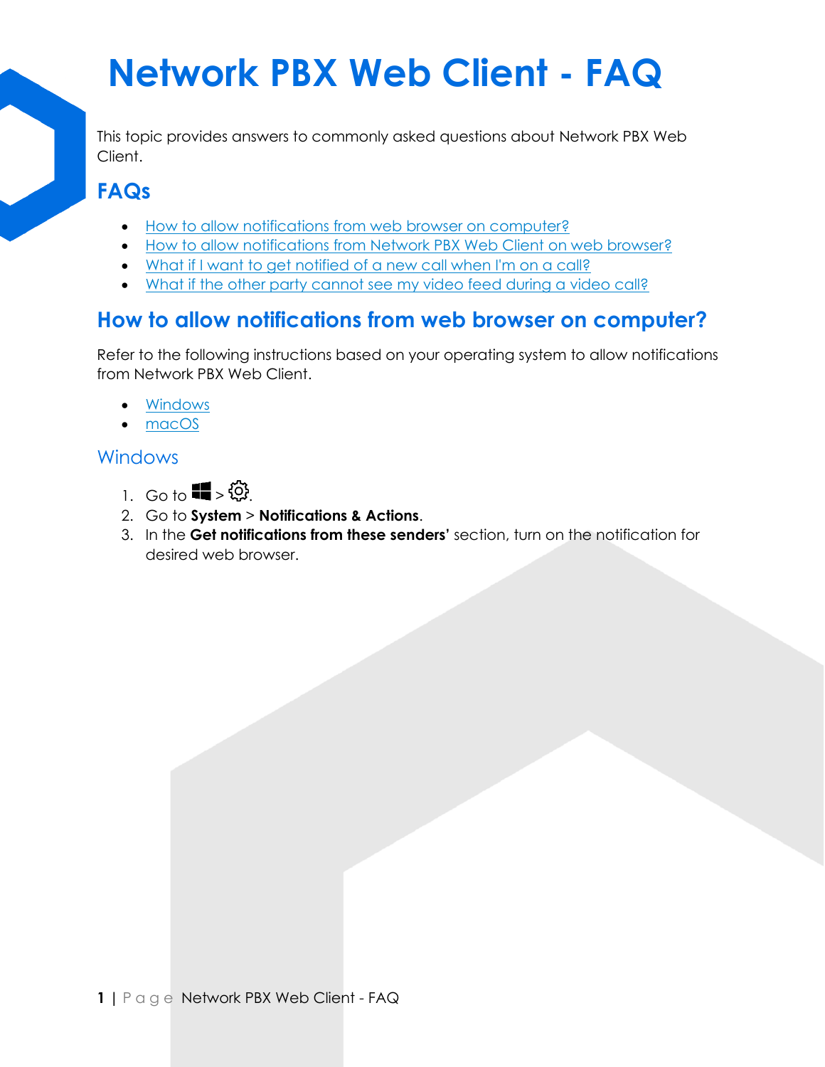# Network PBX Web Client - FAQ

This topic provides answers to commonly asked questions about Network PBX Web Client.

## FAQs

- How to allow notifications from web browser on computer?
- How to allow notifications from Network PBX Web Client on web browser?
- What if I want to get notified of a new call when I'm on a call?
- What if the other party cannot see my video feed during a video call?

## How to allow notifications from web browser on computer?

Refer to the following instructions based on your operating system to allow notifications from Network PBX Web Client.

- Windows
- macOS

### Windows

1. Go to ⊞ > ⚙.
2. Go to **System** > **Notifications & Actions**.
3. In the **Get notifications from these senders'** section, turn on the notification for desired web browser.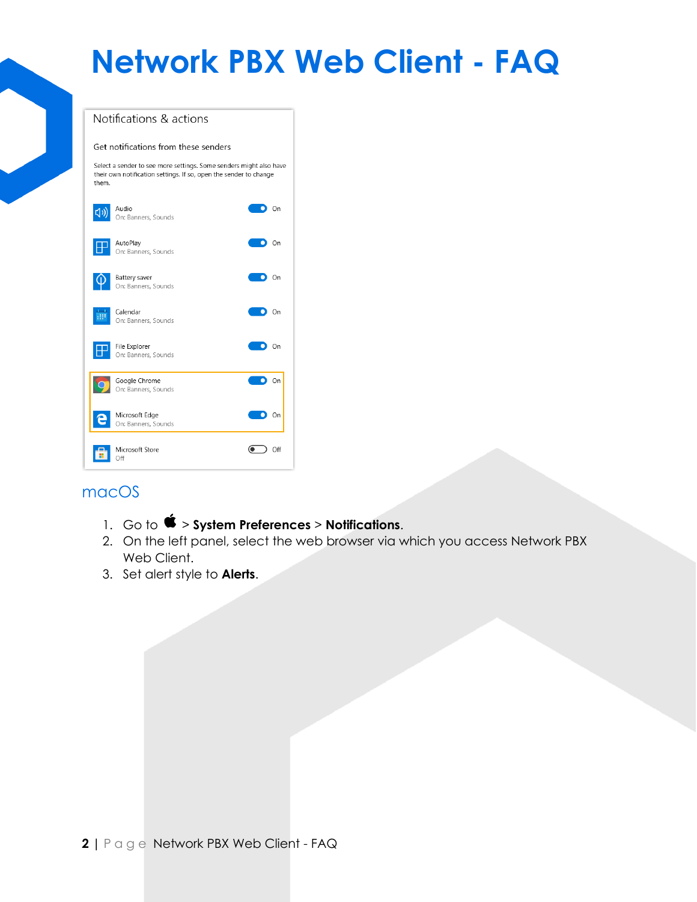## macOS

1. Go to  > **System Preferences** > **Notifications**.
2. On the left panel, select the web browser via which you access Network PBX Web Client.
3. Set alert style to **Alerts**.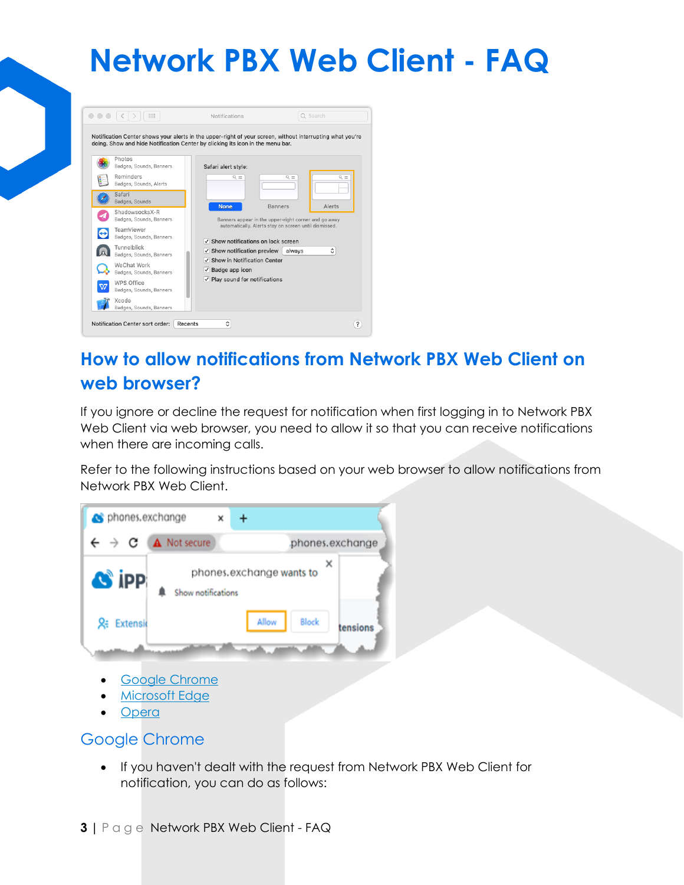# Network PBX Web Client - FAQ

## How to allow notifications from Network PBX Web Client on web browser?

If you ignore or decline the request for notification when first logging in to Network PBX Web Client via web browser, you need to allow it so that you can receive notifications when there are incoming calls.

Refer to the following instructions based on your web browser to allow notifications from Network PBX Web Client.

- Google Chrome
- Microsoft Edge
- Opera

### Google Chrome

- If you haven't dealt with the request from Network PBX Web Client for notification, you can do as follows: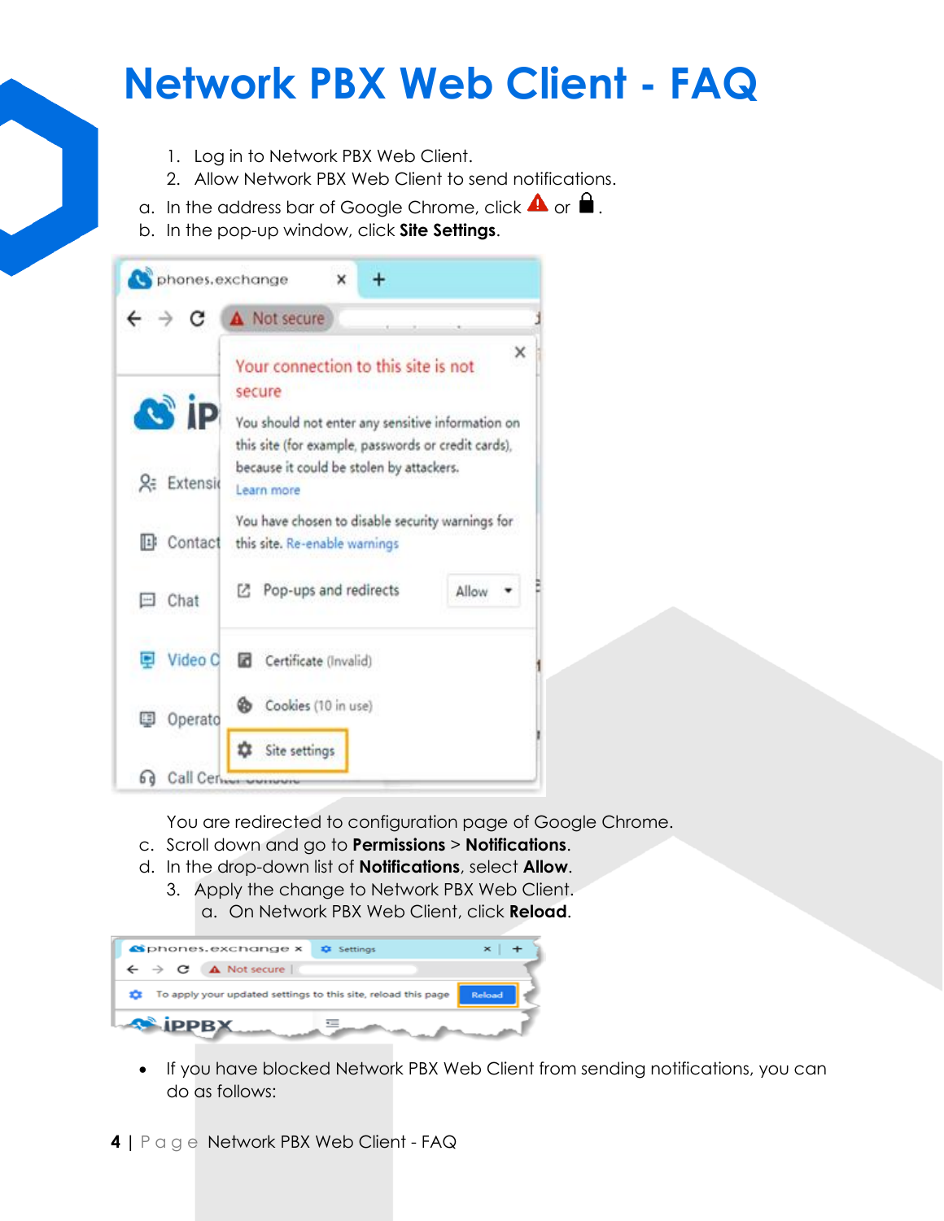# Network PBX Web Client - FAQ

1. Log in to Network PBX Web Client.
2. Allow Network PBX Web Client to send notifications.

a. In the address bar of Google Chrome, click ⚠ or 🔒.

b. In the pop-up window, click **Site Settings**.

You are redirected to configuration page of Google Chrome.

c. Scroll down and go to **Permissions** > **Notifications**.

d. In the drop-down list of **Notifications**, select **Allow**.

3. Apply the change to Network PBX Web Client.

   a. On Network PBX Web Client, click **Reload**.

- If you have blocked Network PBX Web Client from sending notifications, you can do as follows: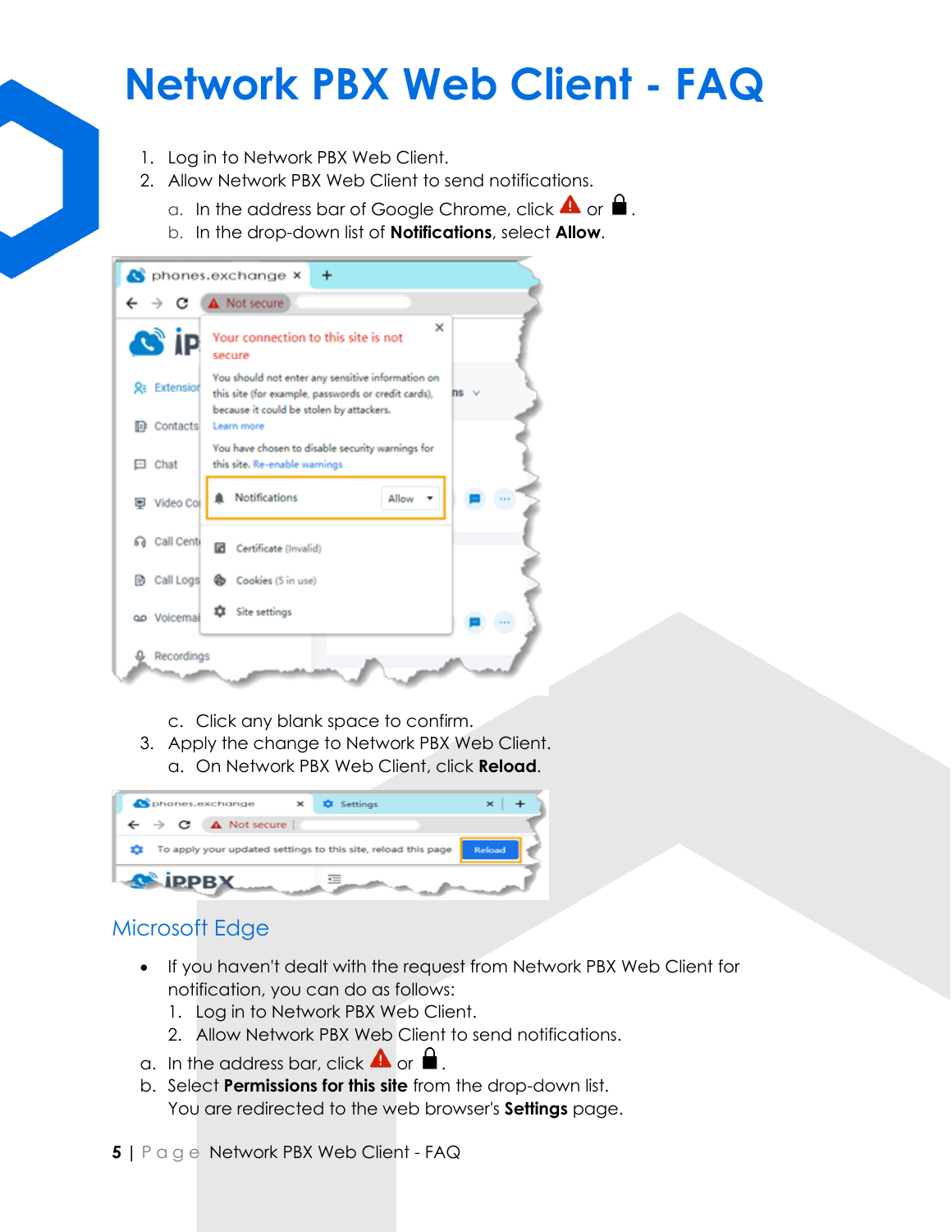1. Log in to Network PBX Web Client.
2. Allow Network PBX Web Client to send notifications.
   a. In the address bar of Google Chrome, click ⚠ or 🔒.
   b. In the drop-down list of **Notifications**, select **Allow**.

   c. Click any blank space to confirm.
3. Apply the change to Network PBX Web Client.
   a. On Network PBX Web Client, click **Reload**.

## Microsoft Edge

- If you haven't dealt with the request from Network PBX Web Client for notification, you can do as follows:
  1. Log in to Network PBX Web Client.
  2. Allow Network PBX Web Client to send notifications.

a. In the address bar, click ⚠ or 🔒.

b. Select **Permissions for this site** from the drop-down list.
   You are redirected to the web browser's **Settings** page.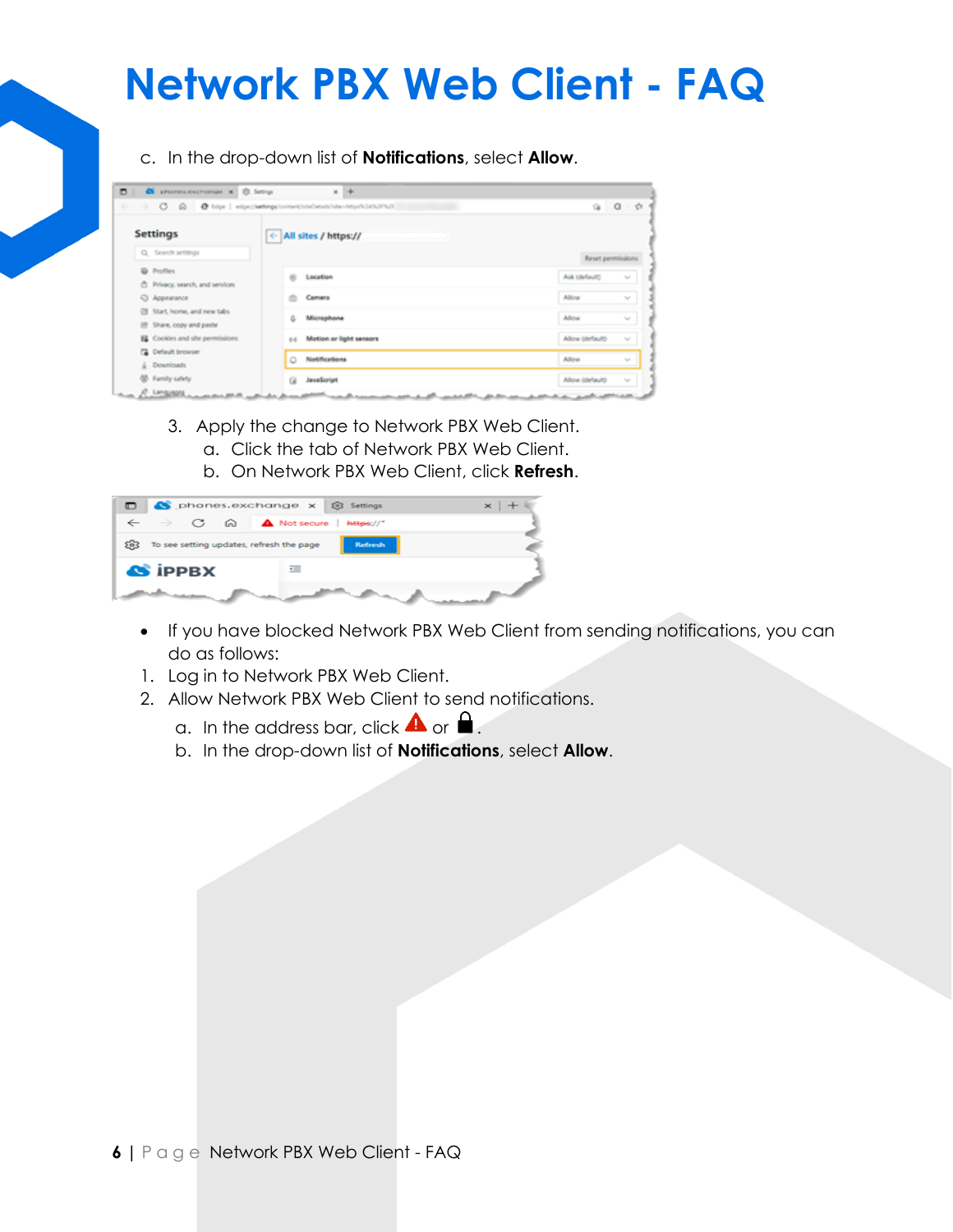# Network PBX Web Client - FAQ

c. In the drop-down list of **Notifications**, select **Allow**.

3. Apply the change to Network PBX Web Client.
   a. Click the tab of Network PBX Web Client.
   b. On Network PBX Web Client, click **Refresh**.

- If you have blocked Network PBX Web Client from sending notifications, you can do as follows:

1. Log in to Network PBX Web Client.
2. Allow Network PBX Web Client to send notifications.
   a. In the address bar, click ⚠ or 🔒.
   b. In the drop-down list of **Notifications**, select **Allow**.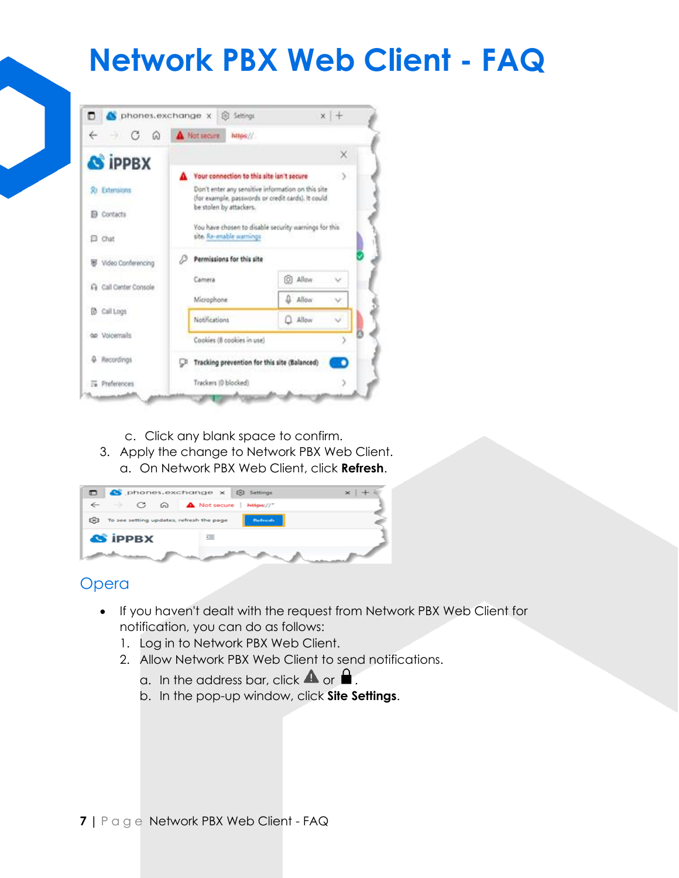# Network PBX Web Client - FAQ

c. Click any blank space to confirm.

3. Apply the change to Network PBX Web Client.
   a. On Network PBX Web Client, click **Refresh**.

## Opera

- If you haven't dealt with the request from Network PBX Web Client for notification, you can do as follows:
  1. Log in to Network PBX Web Client.
  2. Allow Network PBX Web Client to send notifications.
     a. In the address bar, click ⚠ or 🔒.
     b. In the pop-up window, click **Site Settings**.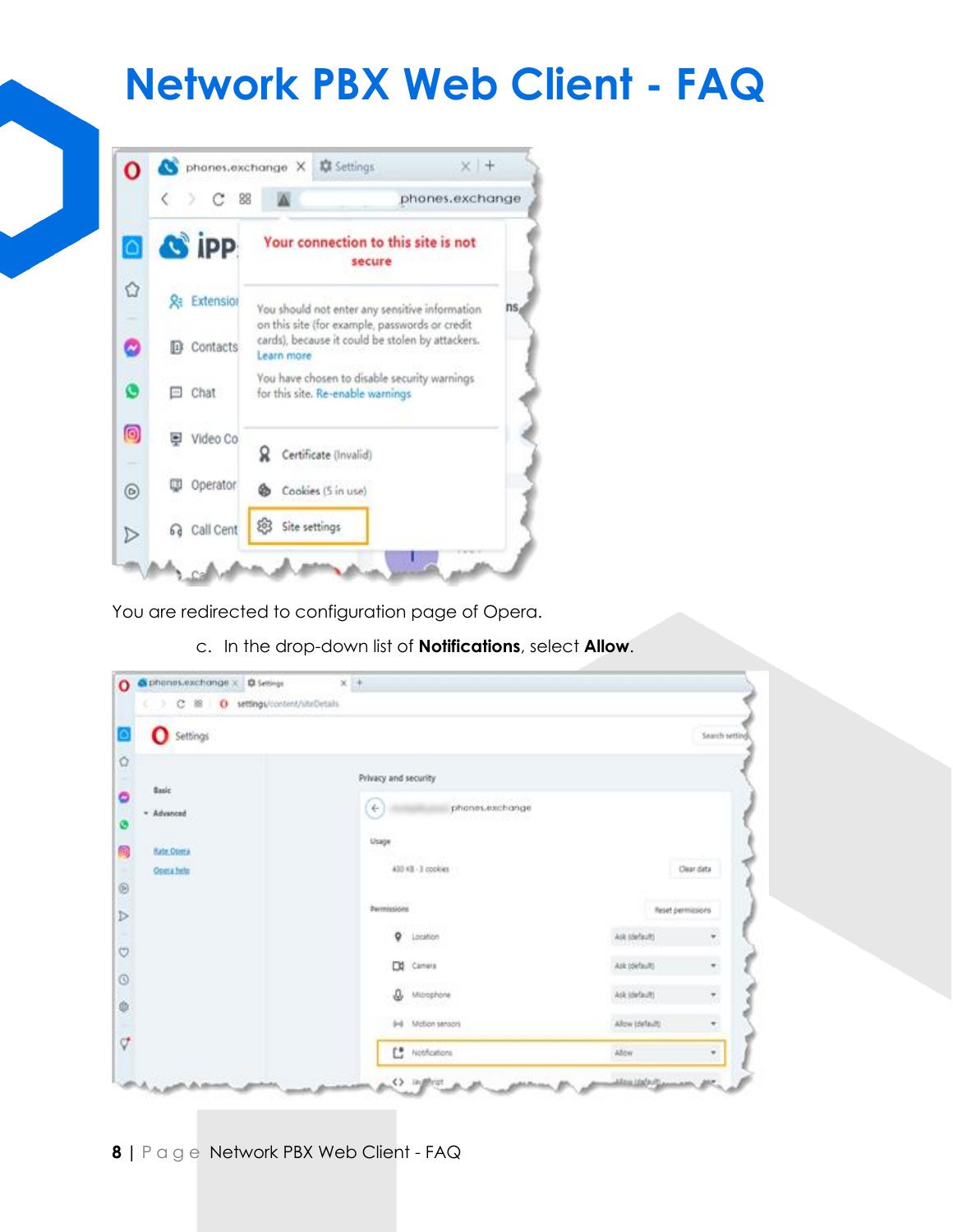# Network PBX Web Client - FAQ

You are redirected to configuration page of Opera.

c. In the drop-down list of **Notifications**, select **Allow**.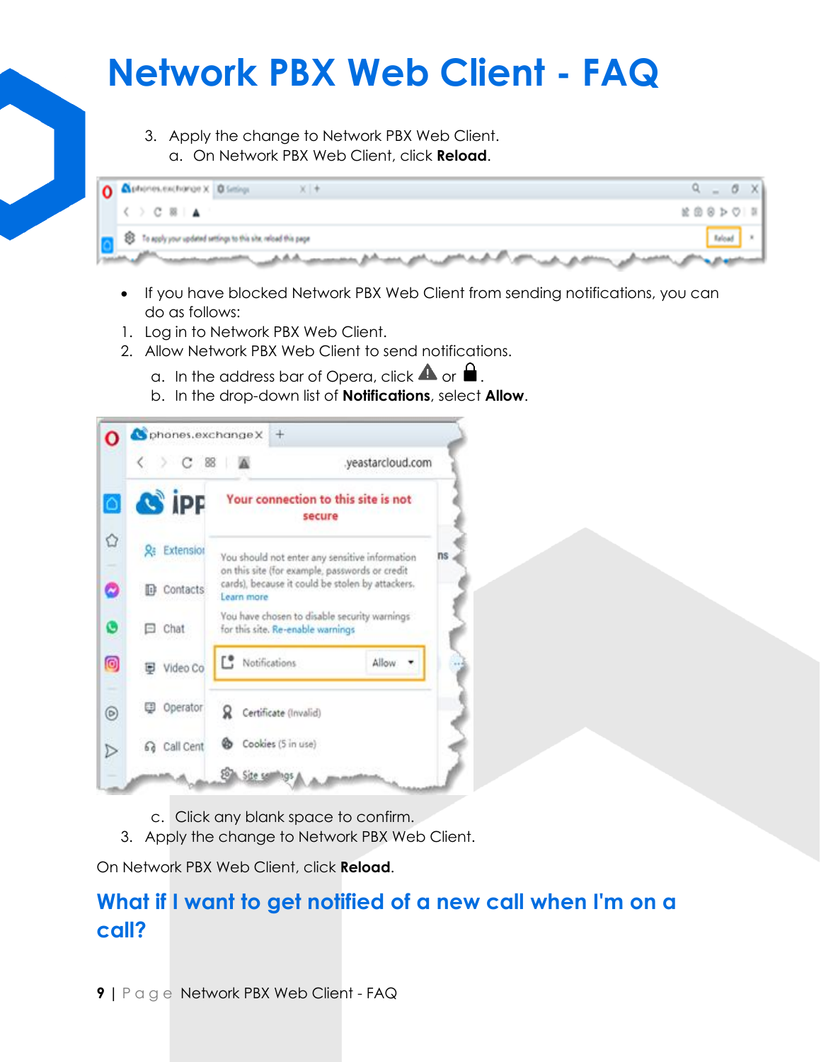# Network PBX Web Client - FAQ

3. Apply the change to Network PBX Web Client.
   a. On Network PBX Web Client, click **Reload**.

- If you have blocked Network PBX Web Client from sending notifications, you can do as follows:

1. Log in to Network PBX Web Client.
2. Allow Network PBX Web Client to send notifications.
   a. In the address bar of Opera, click ⚠ or 🔒.
   b. In the drop-down list of **Notifications**, select **Allow**.
   c. Click any blank space to confirm.
3. Apply the change to Network PBX Web Client.

On Network PBX Web Client, click **Reload**.

## What if I want to get notified of a new call when I'm on a call?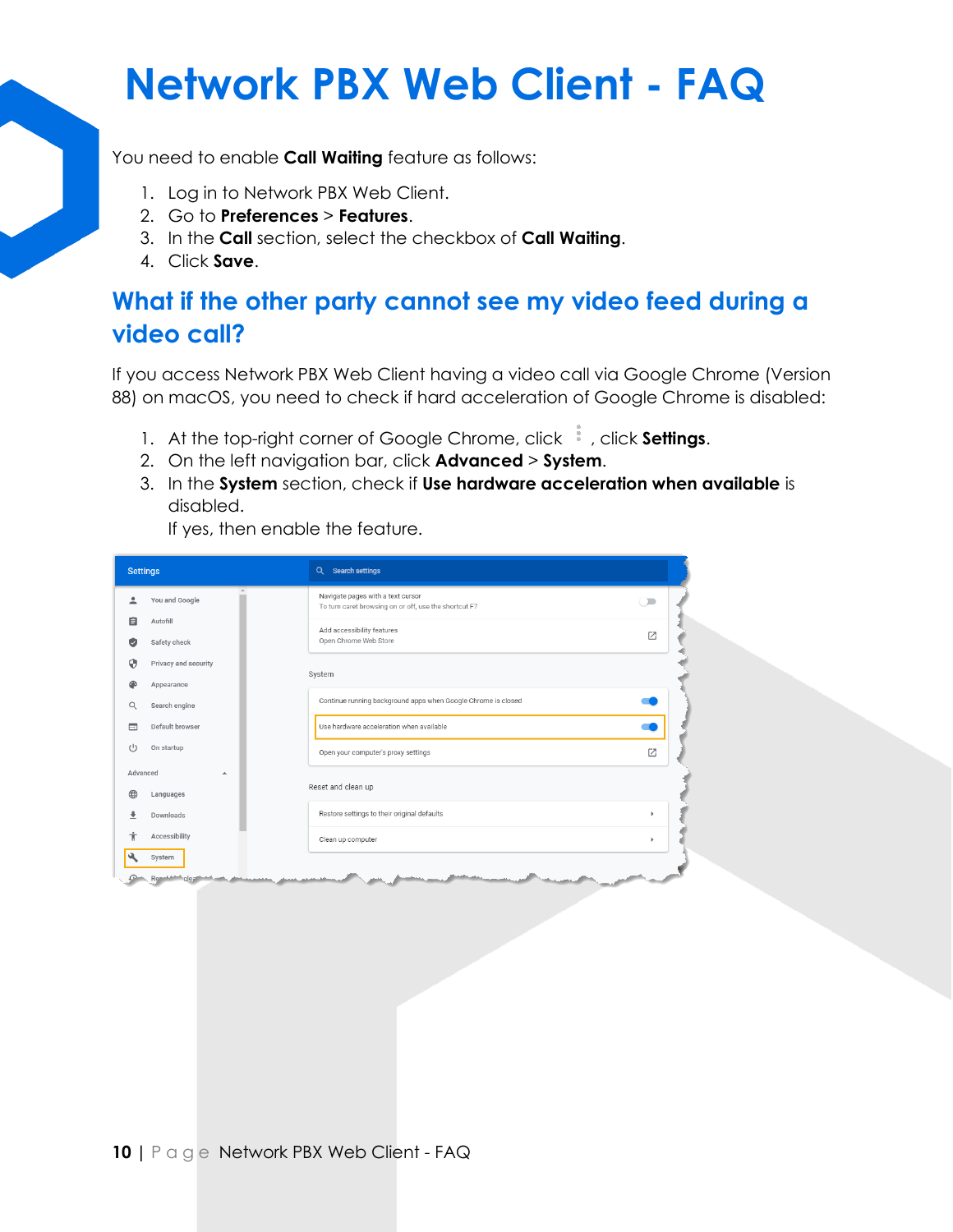# Network PBX Web Client - FAQ

You need to enable **Call Waiting** feature as follows:

1. Log in to Network PBX Web Client.
2. Go to **Preferences** > **Features**.
3. In the **Call** section, select the checkbox of **Call Waiting**.
4. Click **Save**.

## What if the other party cannot see my video feed during a video call?

If you access Network PBX Web Client having a video call via Google Chrome (Version 88) on macOS, you need to check if hard acceleration of Google Chrome is disabled:

1. At the top-right corner of Google Chrome, click ⋮ , click **Settings**.
2. On the left navigation bar, click **Advanced** > **System**.
3. In the **System** section, check if **Use hardware acceleration when available** is disabled.
   If yes, then enable the feature.